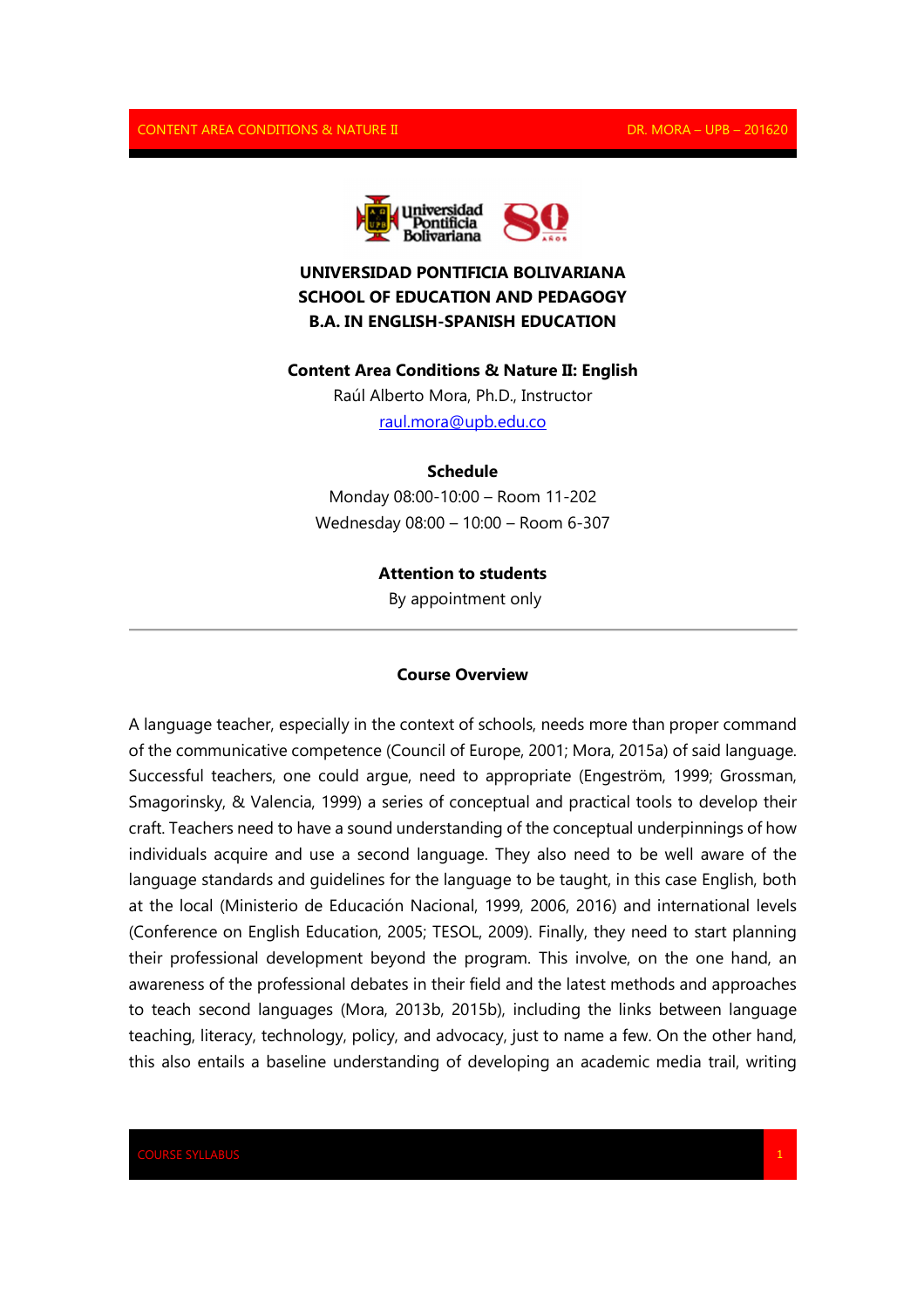# UNIVERSIDAD PONTIFICIA BOLIVARIANA
# SCHOOL OF EDUCATION AND PEDAGOGY
# B.A. IN ENGLISH-SPANISH EDUCATION

**Content Area Conditions & Nature II: English**

Raúl Alberto Mora, Ph.D., Instructor

raul.mora@upb.edu.co

**Schedule**

Monday 08:00-10:00 – Room 11-202

Wednesday 08:00 – 10:00 – Room 6-307

**Attention to students**

By appointment only

---

## Course Overview

A language teacher, especially in the context of schools, needs more than proper command of the communicative competence (Council of Europe, 2001; Mora, 2015a) of said language. Successful teachers, one could argue, need to appropriate (Engeström, 1999; Grossman, Smagorinsky, & Valencia, 1999) a series of conceptual and practical tools to develop their craft. Teachers need to have a sound understanding of the conceptual underpinnings of how individuals acquire and use a second language. They also need to be well aware of the language standards and guidelines for the language to be taught, in this case English, both at the local (Ministerio de Educación Nacional, 1999, 2006, 2016) and international levels (Conference on English Education, 2005; TESOL, 2009). Finally, they need to start planning their professional development beyond the program. This involve, on the one hand, an awareness of the professional debates in their field and the latest methods and approaches to teach second languages (Mora, 2013b, 2015b), including the links between language teaching, literacy, technology, policy, and advocacy, just to name a few. On the other hand, this also entails a baseline understanding of developing an academic media trail, writing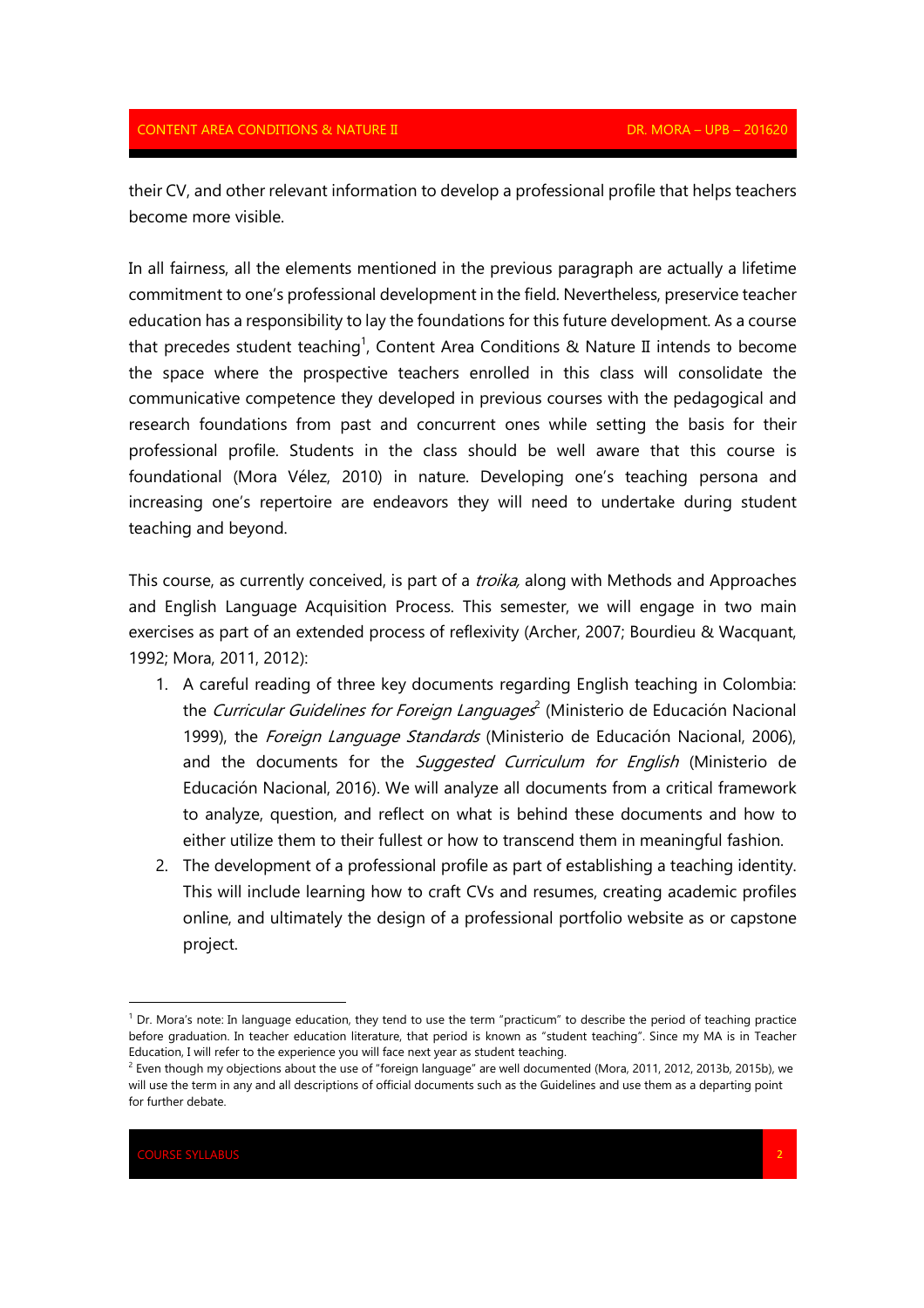their CV, and other relevant information to develop a professional profile that helps teachers become more visible.

In all fairness, all the elements mentioned in the previous paragraph are actually a lifetime commitment to one's professional development in the field. Nevertheless, preservice teacher education has a responsibility to lay the foundations for this future development. As a course that precedes student teaching[1], Content Area Conditions & Nature II intends to become the space where the prospective teachers enrolled in this class will consolidate the communicative competence they developed in previous courses with the pedagogical and research foundations from past and concurrent ones while setting the basis for their professional profile. Students in the class should be well aware that this course is foundational (Mora Vélez, 2010) in nature. Developing one's teaching persona and increasing one's repertoire are endeavors they will need to undertake during student teaching and beyond.

This course, as currently conceived, is part of a *troika,* along with Methods and Approaches and English Language Acquisition Process. This semester, we will engage in two main exercises as part of an extended process of reflexivity (Archer, 2007; Bourdieu & Wacquant, 1992; Mora, 2011, 2012):

1. A careful reading of three key documents regarding English teaching in Colombia: the *Curricular Guidelines for Foreign Languages*[2] (Ministerio de Educación Nacional 1999), the *Foreign Language Standards* (Ministerio de Educación Nacional, 2006), and the documents for the *Suggested Curriculum for English* (Ministerio de Educación Nacional, 2016). We will analyze all documents from a critical framework to analyze, question, and reflect on what is behind these documents and how to either utilize them to their fullest or how to transcend them in meaningful fashion.
2. The development of a professional profile as part of establishing a teaching identity. This will include learning how to craft CVs and resumes, creating academic profiles online, and ultimately the design of a professional portfolio website as or capstone project.

---

[1] Dr. Mora's note: In language education, they tend to use the term "practicum" to describe the period of teaching practice before graduation. In teacher education literature, that period is known as "student teaching". Since my MA is in Teacher Education, I will refer to the experience you will face next year as student teaching.

[2] Even though my objections about the use of "foreign language" are well documented (Mora, 2011, 2012, 2013b, 2015b), we will use the term in any and all descriptions of official documents such as the Guidelines and use them as a departing point for further debate.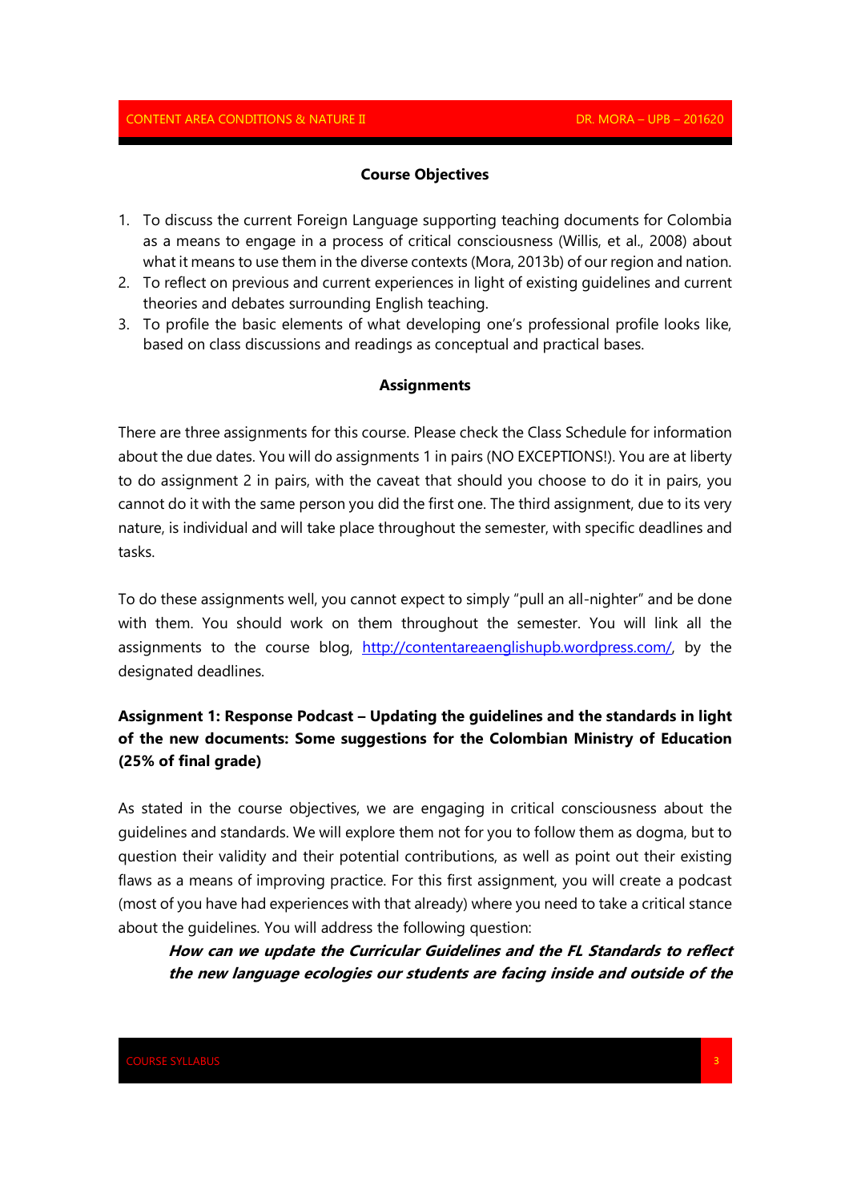**Course Objectives**

1. To discuss the current Foreign Language supporting teaching documents for Colombia as a means to engage in a process of critical consciousness (Willis, et al., 2008) about what it means to use them in the diverse contexts (Mora, 2013b) of our region and nation.
2. To reflect on previous and current experiences in light of existing guidelines and current theories and debates surrounding English teaching.
3. To profile the basic elements of what developing one's professional profile looks like, based on class discussions and readings as conceptual and practical bases.

**Assignments**

There are three assignments for this course. Please check the Class Schedule for information about the due dates. You will do assignments 1 in pairs (NO EXCEPTIONS!). You are at liberty to do assignment 2 in pairs, with the caveat that should you choose to do it in pairs, you cannot do it with the same person you did the first one. The third assignment, due to its very nature, is individual and will take place throughout the semester, with specific deadlines and tasks.

To do these assignments well, you cannot expect to simply "pull an all-nighter" and be done with them. You should work on them throughout the semester. You will link all the assignments to the course blog, [http://contentareaenglishupb.wordpress.com/](http://contentareaenglishupb.wordpress.com/), by the designated deadlines.

**Assignment 1: Response Podcast – Updating the guidelines and the standards in light of the new documents: Some suggestions for the Colombian Ministry of Education (25% of final grade)**

As stated in the course objectives, we are engaging in critical consciousness about the guidelines and standards. We will explore them not for you to follow them as dogma, but to question their validity and their potential contributions, as well as point out their existing flaws as a means of improving practice. For this first assignment, you will create a podcast (most of you have had experiences with that already) where you need to take a critical stance about the guidelines. You will address the following question:

> ***How can we update the Curricular Guidelines and the FL Standards to reflect the new language ecologies our students are facing inside and outside of the***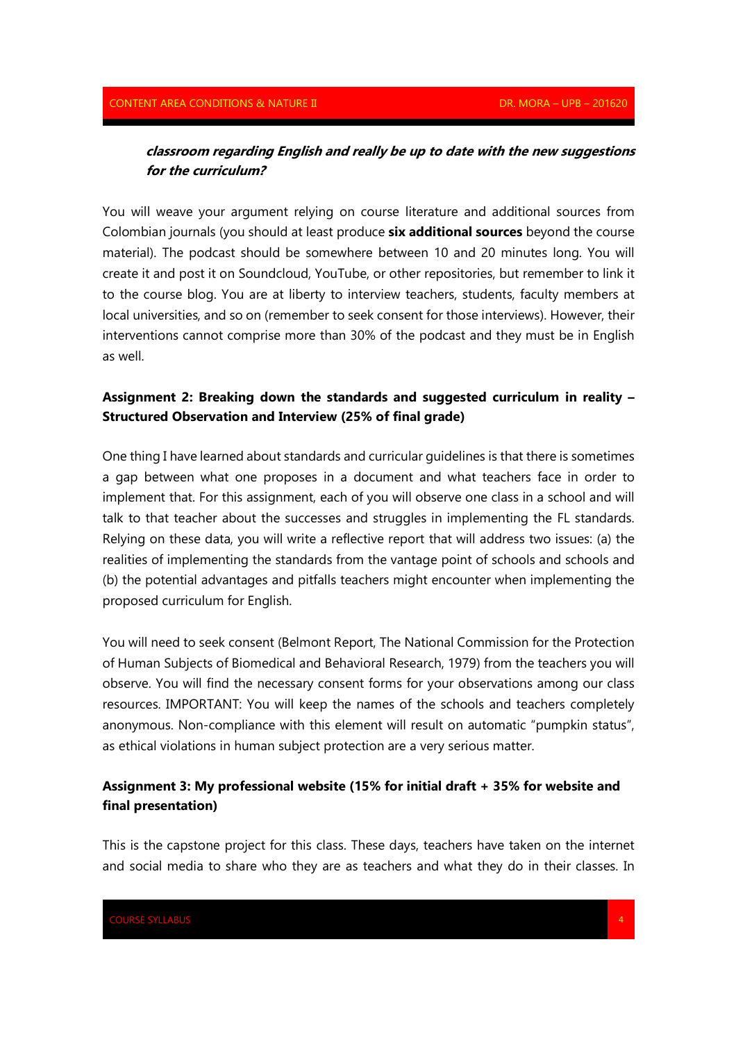***classroom regarding English and really be up to date with the new suggestions for the curriculum?***

You will weave your argument relying on course literature and additional sources from Colombian journals (you should at least produce **six additional sources** beyond the course material). The podcast should be somewhere between 10 and 20 minutes long. You will create it and post it on Soundcloud, YouTube, or other repositories, but remember to link it to the course blog. You are at liberty to interview teachers, students, faculty members at local universities, and so on (remember to seek consent for those interviews). However, their interventions cannot comprise more than 30% of the podcast and they must be in English as well.

### Assignment 2: Breaking down the standards and suggested curriculum in reality – Structured Observation and Interview (25% of final grade)

One thing I have learned about standards and curricular guidelines is that there is sometimes a gap between what one proposes in a document and what teachers face in order to implement that. For this assignment, each of you will observe one class in a school and will talk to that teacher about the successes and struggles in implementing the FL standards. Relying on these data, you will write a reflective report that will address two issues: (a) the realities of implementing the standards from the vantage point of schools and schools and (b) the potential advantages and pitfalls teachers might encounter when implementing the proposed curriculum for English.

You will need to seek consent (Belmont Report, The National Commission for the Protection of Human Subjects of Biomedical and Behavioral Research, 1979) from the teachers you will observe. You will find the necessary consent forms for your observations among our class resources. IMPORTANT: You will keep the names of the schools and teachers completely anonymous. Non-compliance with this element will result on automatic "pumpkin status", as ethical violations in human subject protection are a very serious matter.

### Assignment 3: My professional website (15% for initial draft + 35% for website and final presentation)

This is the capstone project for this class. These days, teachers have taken on the internet and social media to share who they are as teachers and what they do in their classes. In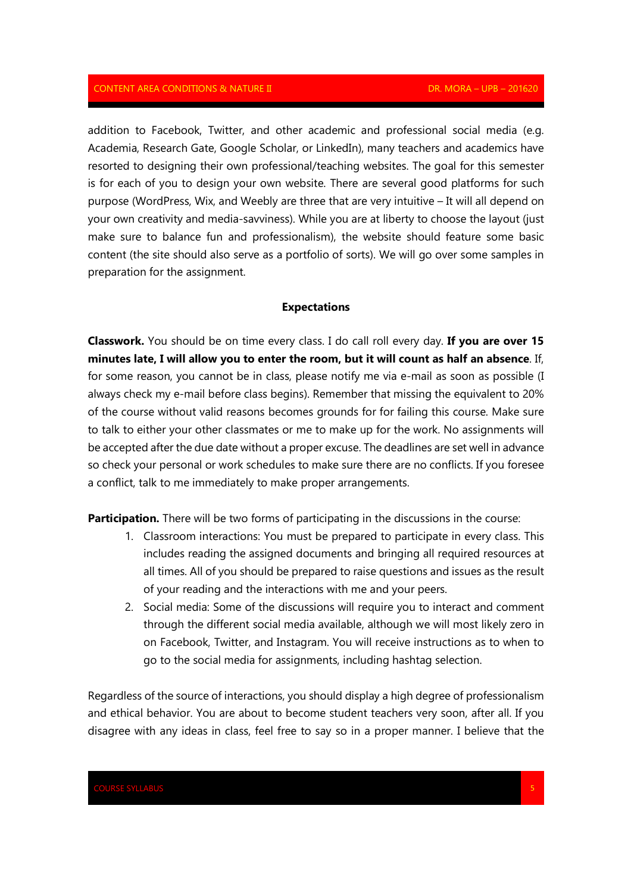addition to Facebook, Twitter, and other academic and professional social media (e.g. Academia, Research Gate, Google Scholar, or LinkedIn), many teachers and academics have resorted to designing their own professional/teaching websites. The goal for this semester is for each of you to design your own website. There are several good platforms for such purpose (WordPress, Wix, and Weebly are three that are very intuitive – It will all depend on your own creativity and media-savviness). While you are at liberty to choose the layout (just make sure to balance fun and professionalism), the website should feature some basic content (the site should also serve as a portfolio of sorts). We will go over some samples in preparation for the assignment.

## Expectations

**Classwork.** You should be on time every class. I do call roll every day. **If you are over 15 minutes late, I will allow you to enter the room, but it will count as half an absence**. If, for some reason, you cannot be in class, please notify me via e-mail as soon as possible (I always check my e-mail before class begins). Remember that missing the equivalent to 20% of the course without valid reasons becomes grounds for for failing this course. Make sure to talk to either your other classmates or me to make up for the work. No assignments will be accepted after the due date without a proper excuse. The deadlines are set well in advance so check your personal or work schedules to make sure there are no conflicts. If you foresee a conflict, talk to me immediately to make proper arrangements.

**Participation.** There will be two forms of participating in the discussions in the course:

1. Classroom interactions: You must be prepared to participate in every class. This includes reading the assigned documents and bringing all required resources at all times. All of you should be prepared to raise questions and issues as the result of your reading and the interactions with me and your peers.
2. Social media: Some of the discussions will require you to interact and comment through the different social media available, although we will most likely zero in on Facebook, Twitter, and Instagram. You will receive instructions as to when to go to the social media for assignments, including hashtag selection.

Regardless of the source of interactions, you should display a high degree of professionalism and ethical behavior. You are about to become student teachers very soon, after all. If you disagree with any ideas in class, feel free to say so in a proper manner. I believe that the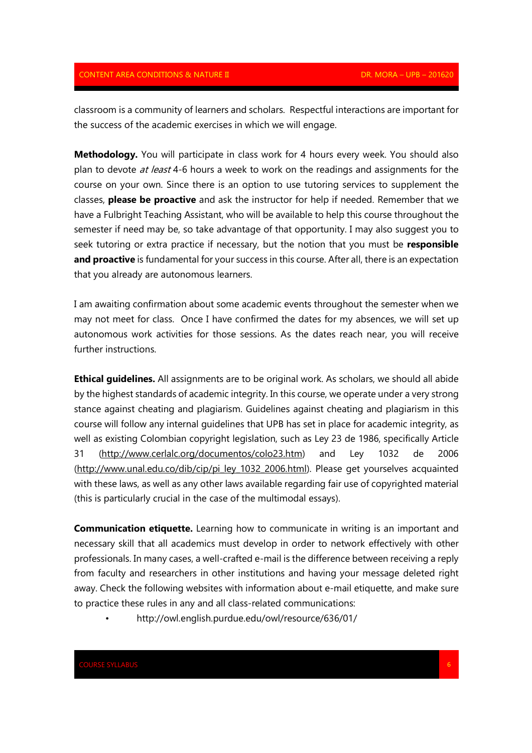classroom is a community of learners and scholars. Respectful interactions are important for the success of the academic exercises in which we will engage.

**Methodology.** You will participate in class work for 4 hours every week. You should also plan to devote *at least* 4-6 hours a week to work on the readings and assignments for the course on your own. Since there is an option to use tutoring services to supplement the classes, **please be proactive** and ask the instructor for help if needed. Remember that we have a Fulbright Teaching Assistant, who will be available to help this course throughout the semester if need may be, so take advantage of that opportunity. I may also suggest you to seek tutoring or extra practice if necessary, but the notion that you must be **responsible and proactive** is fundamental for your success in this course. After all, there is an expectation that you already are autonomous learners.

I am awaiting confirmation about some academic events throughout the semester when we may not meet for class. Once I have confirmed the dates for my absences, we will set up autonomous work activities for those sessions. As the dates reach near, you will receive further instructions.

**Ethical guidelines.** All assignments are to be original work. As scholars, we should all abide by the highest standards of academic integrity. In this course, we operate under a very strong stance against cheating and plagiarism. Guidelines against cheating and plagiarism in this course will follow any internal guidelines that UPB has set in place for academic integrity, as well as existing Colombian copyright legislation, such as Ley 23 de 1986, specifically Article 31 (http://www.cerlalc.org/documentos/colo23.htm) and Ley 1032 de 2006 (http://www.unal.edu.co/dib/cip/pi_ley_1032_2006.html). Please get yourselves acquainted with these laws, as well as any other laws available regarding fair use of copyrighted material (this is particularly crucial in the case of the multimodal essays).

**Communication etiquette.** Learning how to communicate in writing is an important and necessary skill that all academics must develop in order to network effectively with other professionals. In many cases, a well-crafted e-mail is the difference between receiving a reply from faculty and researchers in other institutions and having your message deleted right away. Check the following websites with information about e-mail etiquette, and make sure to practice these rules in any and all class-related communications:

- http://owl.english.purdue.edu/owl/resource/636/01/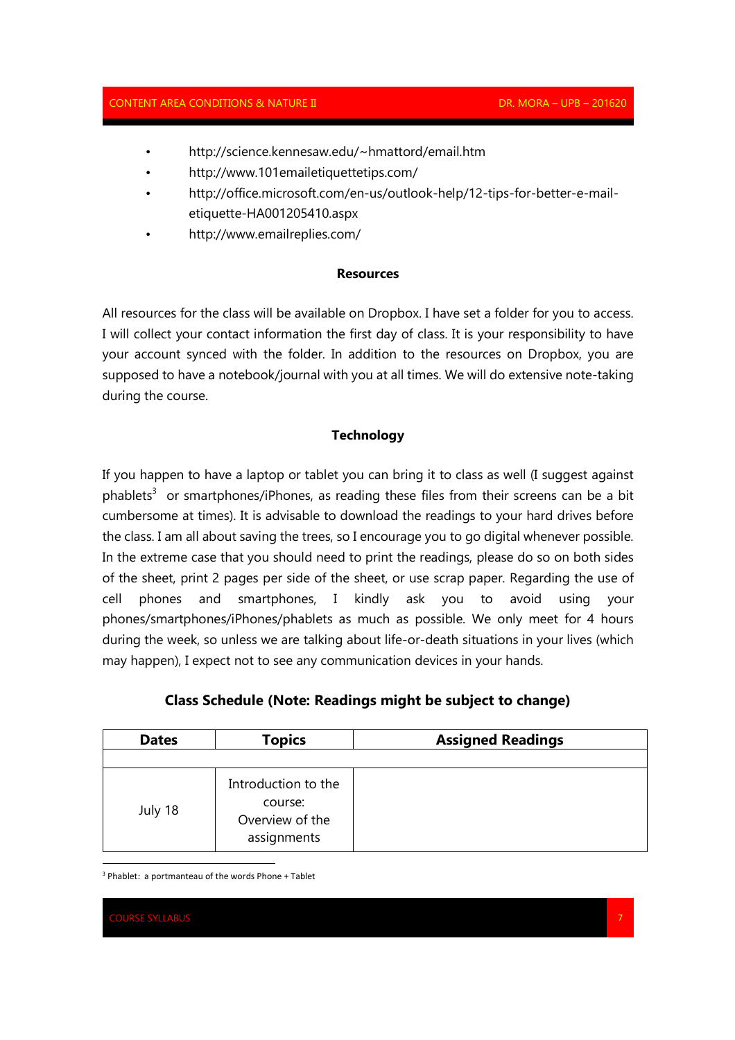- http://science.kennesaw.edu/~hmattord/email.htm
- http://www.101emailetiquettetips.com/
- http://office.microsoft.com/en-us/outlook-help/12-tips-for-better-e-mail-etiquette-HA001205410.aspx
- http://www.emailreplies.com/

**Resources**

All resources for the class will be available on Dropbox. I have set a folder for you to access. I will collect your contact information the first day of class. It is your responsibility to have your account synced with the folder. In addition to the resources on Dropbox, you are supposed to have a notebook/journal with you at all times. We will do extensive note-taking during the course.

**Technology**

If you happen to have a laptop or tablet you can bring it to class as well (I suggest against phablets[3] or smartphones/iPhones, as reading these files from their screens can be a bit cumbersome at times). It is advisable to download the readings to your hard drives before the class. I am all about saving the trees, so I encourage you to go digital whenever possible. In the extreme case that you should need to print the readings, please do so on both sides of the sheet, print 2 pages per side of the sheet, or use scrap paper. Regarding the use of cell phones and smartphones, I kindly ask you to avoid using your phones/smartphones/iPhones/phablets as much as possible. We only meet for 4 hours during the week, so unless we are talking about life-or-death situations in your lives (which may happen), I expect not to see any communication devices in your hands.

**Class Schedule (Note: Readings might be subject to change)**

| Dates | Topics | Assigned Readings |
|---|---|---|
| | | |
| July 18 | Introduction to the course: Overview of the assignments | |

[3] Phablet: a portmanteau of the words Phone + Tablet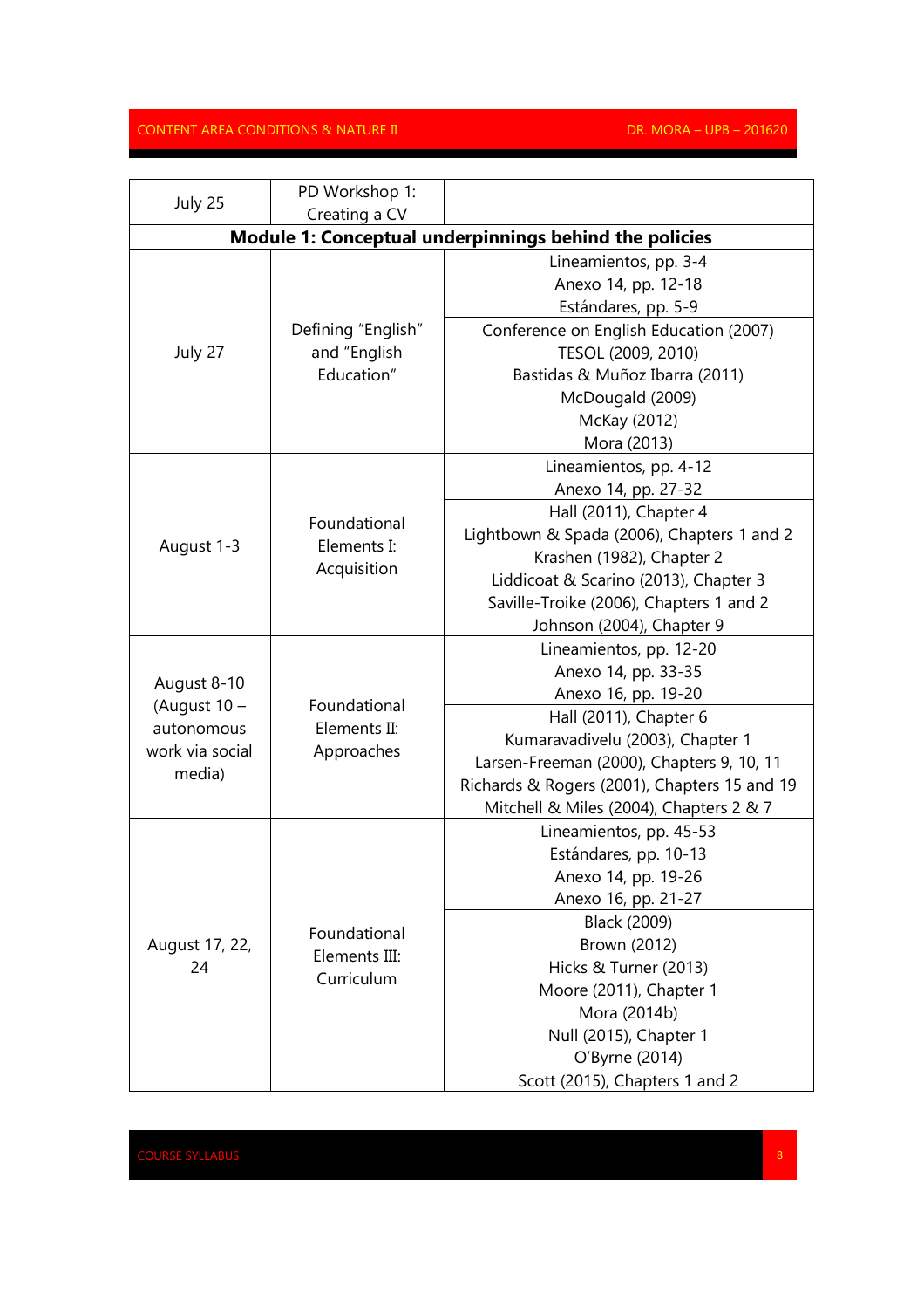| Date | Topic | Readings |
|---|---|---|
| July 25 | PD Workshop 1: Creating a CV | |
| **Module 1: Conceptual underpinnings behind the policies** | | |
| July 27 | Defining "English" and "English Education" | Lineamientos, pp. 3-4<br>Anexo 14, pp. 12-18<br>Estándares, pp. 5-9 |
| | | Conference on English Education (2007)<br>TESOL (2009, 2010)<br>Bastidas & Muñoz Ibarra (2011)<br>McDougald (2009)<br>McKay (2012)<br>Mora (2013) |
| August 1-3 | Foundational Elements I: Acquisition | Lineamientos, pp. 4-12<br>Anexo 14, pp. 27-32 |
| | | Hall (2011), Chapter 4<br>Lightbown & Spada (2006), Chapters 1 and 2<br>Krashen (1982), Chapter 2<br>Liddicoat & Scarino (2013), Chapter 3<br>Saville-Troike (2006), Chapters 1 and 2<br>Johnson (2004), Chapter 9 |
| August 8-10 (August 10 – autonomous work via social media) | Foundational Elements II: Approaches | Lineamientos, pp. 12-20<br>Anexo 14, pp. 33-35<br>Anexo 16, pp. 19-20 |
| | | Hall (2011), Chapter 6<br>Kumaravadivelu (2003), Chapter 1<br>Larsen-Freeman (2000), Chapters 9, 10, 11<br>Richards & Rogers (2001), Chapters 15 and 19<br>Mitchell & Miles (2004), Chapters 2 & 7 |
| August 17, 22, 24 | Foundational Elements III: Curriculum | Lineamientos, pp. 45-53<br>Estándares, pp. 10-13<br>Anexo 14, pp. 19-26<br>Anexo 16, pp. 21-27 |
| | | Black (2009)<br>Brown (2012)<br>Hicks & Turner (2013)<br>Moore (2011), Chapter 1<br>Mora (2014b)<br>Null (2015), Chapter 1<br>O'Byrne (2014)<br>Scott (2015), Chapters 1 and 2 |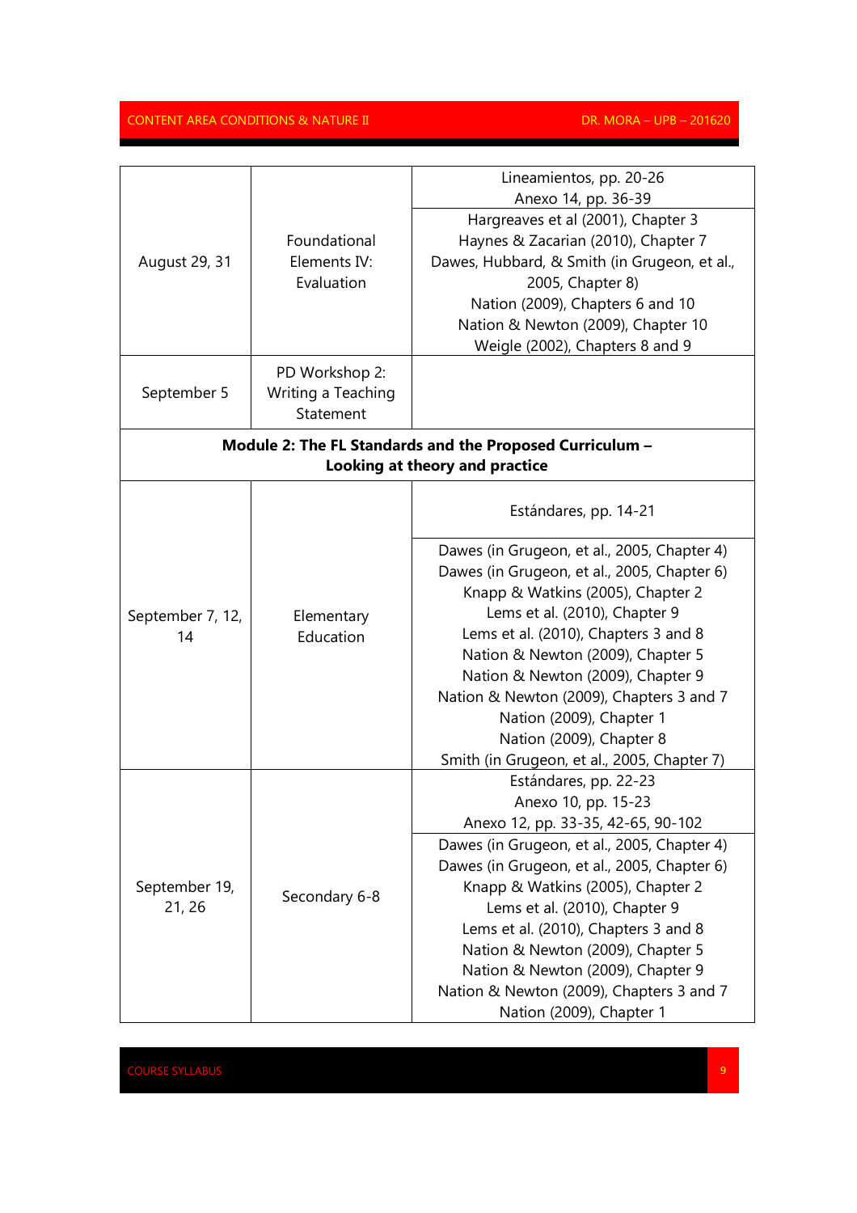| | | |
|---|---|---|
| August 29, 31 | Foundational Elements IV: Evaluation | Lineamientos, pp. 20-26<br>Anexo 14, pp. 36-39 |
| | | Hargreaves et al (2001), Chapter 3<br>Haynes & Zacarian (2010), Chapter 7<br>Dawes, Hubbard, & Smith (in Grugeon, et al., 2005, Chapter 8)<br>Nation (2009), Chapters 6 and 10<br>Nation & Newton (2009), Chapter 10<br>Weigle (2002), Chapters 8 and 9 |
| September 5 | PD Workshop 2: Writing a Teaching Statement | |
| **Module 2: The FL Standards and the Proposed Curriculum – Looking at theory and practice** | | |
| September 7, 12, 14 | Elementary Education | Estándares, pp. 14-21 |
| | | Dawes (in Grugeon, et al., 2005, Chapter 4)<br>Dawes (in Grugeon, et al., 2005, Chapter 6)<br>Knapp & Watkins (2005), Chapter 2<br>Lems et al. (2010), Chapter 9<br>Lems et al. (2010), Chapters 3 and 8<br>Nation & Newton (2009), Chapter 5<br>Nation & Newton (2009), Chapter 9<br>Nation & Newton (2009), Chapters 3 and 7<br>Nation (2009), Chapter 1<br>Nation (2009), Chapter 8<br>Smith (in Grugeon, et al., 2005, Chapter 7) |
| September 19, 21, 26 | Secondary 6-8 | Estándares, pp. 22-23<br>Anexo 10, pp. 15-23<br>Anexo 12, pp. 33-35, 42-65, 90-102 |
| | | Dawes (in Grugeon, et al., 2005, Chapter 4)<br>Dawes (in Grugeon, et al., 2005, Chapter 6)<br>Knapp & Watkins (2005), Chapter 2<br>Lems et al. (2010), Chapter 9<br>Lems et al. (2010), Chapters 3 and 8<br>Nation & Newton (2009), Chapter 5<br>Nation & Newton (2009), Chapter 9<br>Nation & Newton (2009), Chapters 3 and 7<br>Nation (2009), Chapter 1 |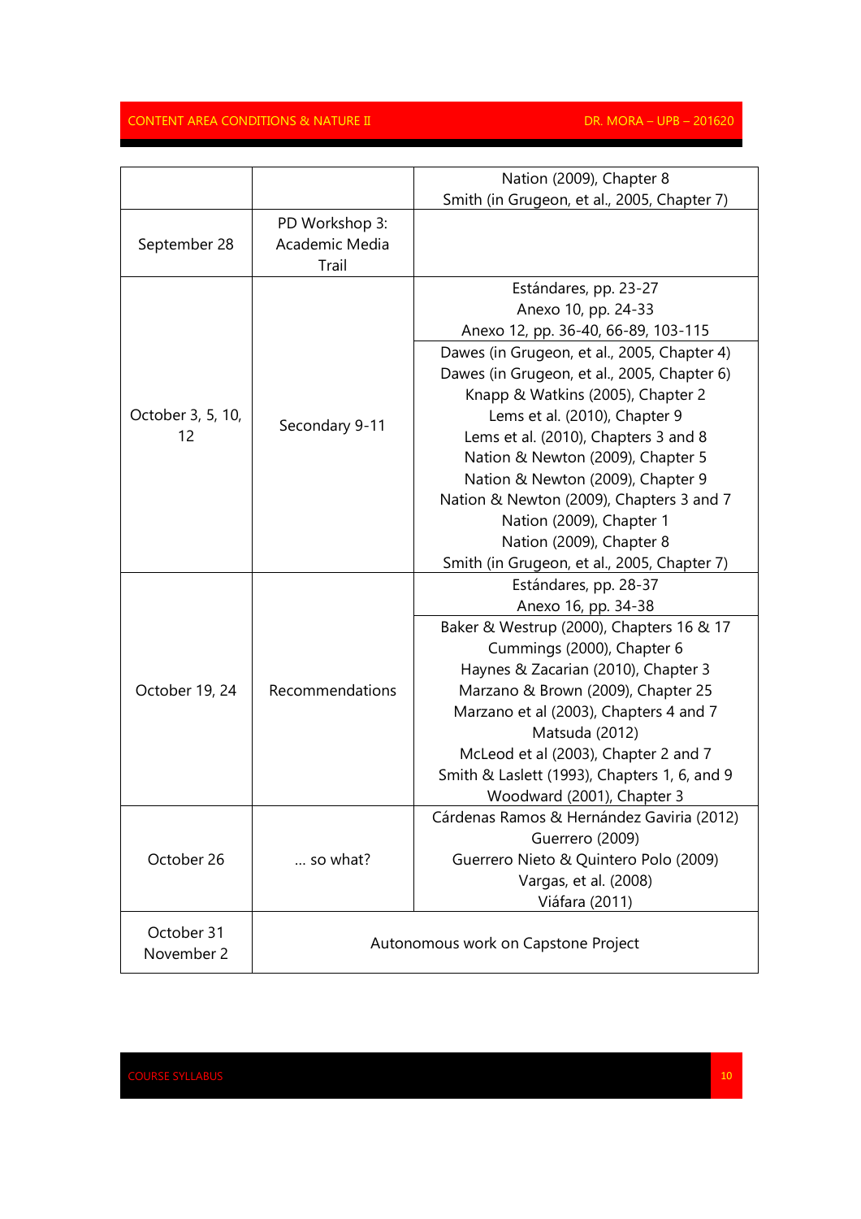| | | |
|---|---|---|
| | | Nation (2009), Chapter 8<br>Smith (in Grugeon, et al., 2005, Chapter 7) |
| September 28 | PD Workshop 3: Academic Media Trail | |
| October 3, 5, 10, 12 | Secondary 9-11 | Estándares, pp. 23-27<br>Anexo 10, pp. 24-33<br>Anexo 12, pp. 36-40, 66-89, 103-115 |
| | | Dawes (in Grugeon, et al., 2005, Chapter 4)<br>Dawes (in Grugeon, et al., 2005, Chapter 6)<br>Knapp & Watkins (2005), Chapter 2<br>Lems et al. (2010), Chapter 9<br>Lems et al. (2010), Chapters 3 and 8<br>Nation & Newton (2009), Chapter 5<br>Nation & Newton (2009), Chapter 9<br>Nation & Newton (2009), Chapters 3 and 7<br>Nation (2009), Chapter 1<br>Nation (2009), Chapter 8<br>Smith (in Grugeon, et al., 2005, Chapter 7) |
| October 19, 24 | Recommendations | Estándares, pp. 28-37<br>Anexo 16, pp. 34-38 |
| | | Baker & Westrup (2000), Chapters 16 & 17<br>Cummings (2000), Chapter 6<br>Haynes & Zacarian (2010), Chapter 3<br>Marzano & Brown (2009), Chapter 25<br>Marzano et al (2003), Chapters 4 and 7<br>Matsuda (2012)<br>McLeod et al (2003), Chapter 2 and 7<br>Smith & Laslett (1993), Chapters 1, 6, and 9<br>Woodward (2001), Chapter 3 |
| October 26 | … so what? | Cárdenas Ramos & Hernández Gaviria (2012)<br>Guerrero (2009)<br>Guerrero Nieto & Quintero Polo (2009)<br>Vargas, et al. (2008)<br>Viáfara (2011) |
| October 31<br>November 2 | Autonomous work on Capstone Project | |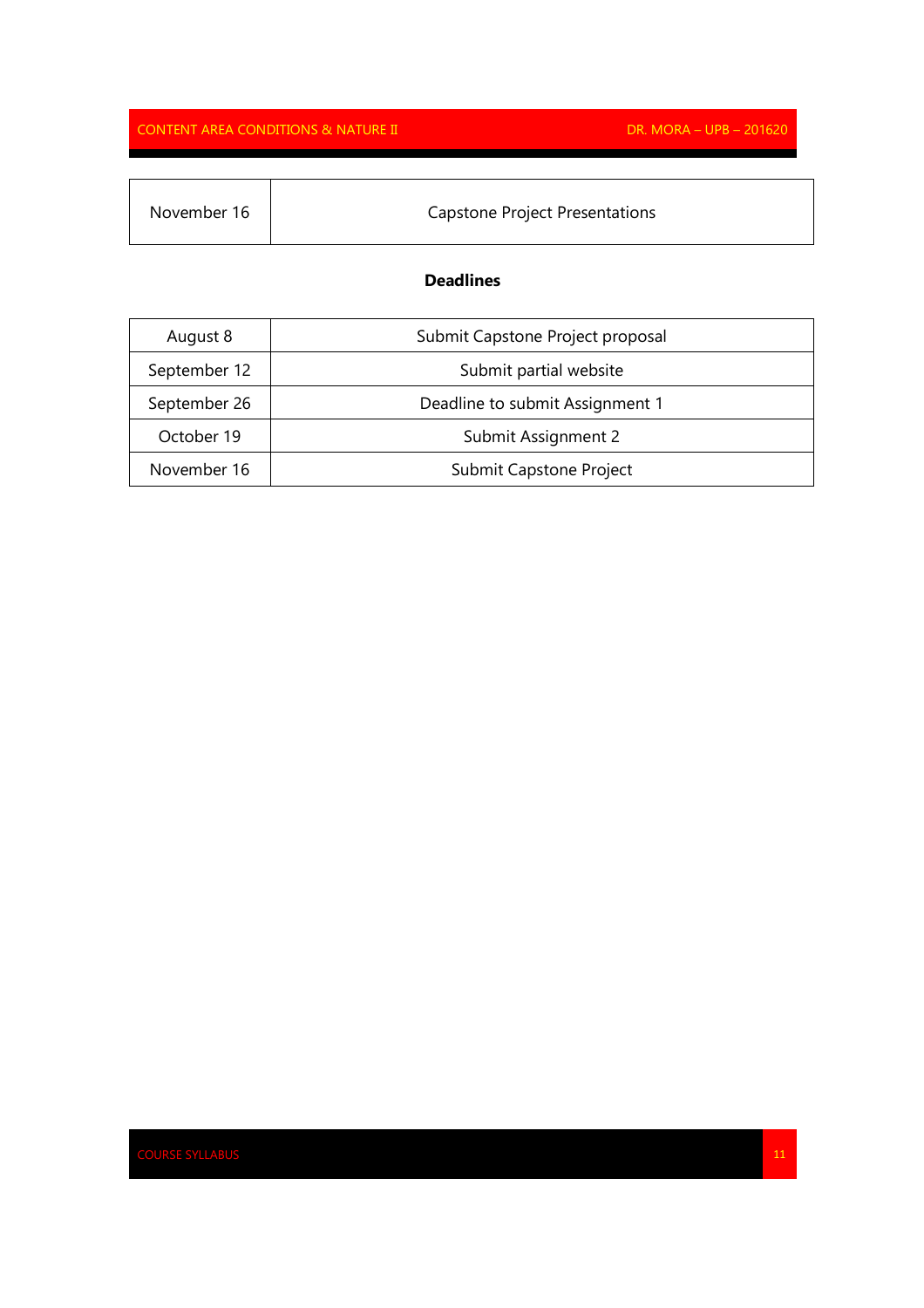| November 16 | Capstone Project Presentations |
|---|---|

**Deadlines**

| August 8 | Submit Capstone Project proposal |
|---|---|
| September 12 | Submit partial website |
| September 26 | Deadline to submit Assignment 1 |
| October 19 | Submit Assignment 2 |
| November 16 | Submit Capstone Project |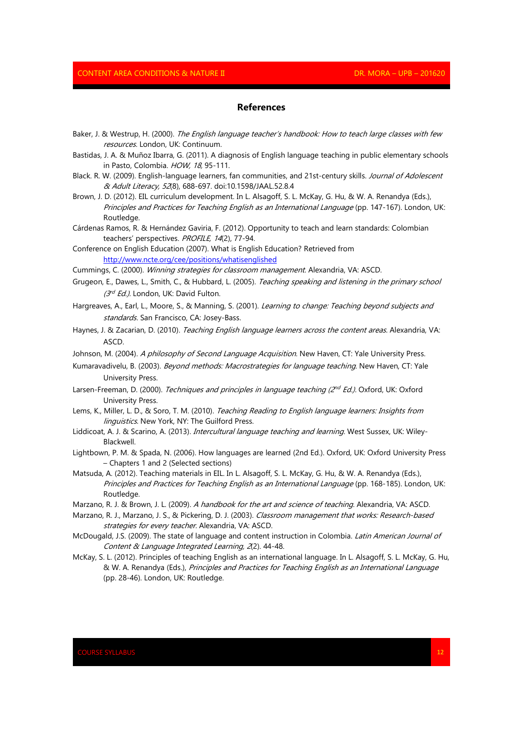## References

Baker, J. & Westrup, H. (2000). *The English language teacher's handbook: How to teach large classes with few resources*. London, UK: Continuum.

Bastidas, J. A. & Muñoz Ibarra, G. (2011). A diagnosis of English language teaching in public elementary schools in Pasto, Colombia. *HOW, 18*, 95-111.

Black. R. W. (2009). English-language learners, fan communities, and 21st-century skills. *Journal of Adolescent & Adult Literacy, 52*(8), 688-697. doi:10.1598/JAAL.52.8.4

Brown, J. D. (2012). EIL curriculum development. In L. Alsagoff, S. L. McKay, G. Hu, & W. A. Renandya (Eds.), *Principles and Practices for Teaching English as an International Language* (pp. 147-167). London, UK: Routledge.

Cárdenas Ramos, R. & Hernández Gaviria, F. (2012). Opportunity to teach and learn standards: Colombian teachers' perspectives. *PROFILE, 14*(2), 77-94.

Conference on English Education (2007). What is English Education? Retrieved from [http://www.ncte.org/cee/positions/whatisenglished](http://www.ncte.org/cee/positions/whatisenglished)

Cummings, C. (2000). *Winning strategies for classroom management*. Alexandria, VA: ASCD.

Grugeon, E., Dawes, L., Smith, C., & Hubbard, L. (2005). *Teaching speaking and listening in the primary school (3rd Ed.)*. London, UK: David Fulton.

Hargreaves, A., Earl, L., Moore, S., & Manning, S. (2001). *Learning to change: Teaching beyond subjects and standards*. San Francisco, CA: Josey-Bass.

Haynes, J. & Zacarian, D. (2010). *Teaching English language learners across the content areas*. Alexandria, VA: ASCD.

Johnson, M. (2004). *A philosophy of Second Language Acquisition*. New Haven, CT: Yale University Press.

Kumaravadivelu, B. (2003). *Beyond methods: Macrostrategies for language teaching*. New Haven, CT: Yale University Press.

Larsen-Freeman, D. (2000). *Techniques and principles in language teaching (2nd Ed.)*. Oxford, UK: Oxford University Press.

Lems, K., Miller, L. D., & Soro, T. M. (2010). *Teaching Reading to English language learners: Insights from linguistics*. New York, NY: The Guilford Press.

Liddicoat, A. J. & Scarino, A. (2013). *Intercultural language teaching and learning*. West Sussex, UK: Wiley-Blackwell.

Lightbown, P. M. & Spada, N. (2006). How languages are learned (2nd Ed.). Oxford, UK: Oxford University Press – Chapters 1 and 2 (Selected sections)

Matsuda, A. (2012). Teaching materials in EIL. In L. Alsagoff, S. L. McKay, G. Hu, & W. A. Renandya (Eds.), *Principles and Practices for Teaching English as an International Language* (pp. 168-185). London, UK: Routledge.

Marzano, R. J. & Brown, J. L. (2009). *A handbook for the art and science of teaching*. Alexandria, VA: ASCD.

Marzano, R. J., Marzano, J. S., & Pickering, D. J. (2003). *Classroom management that works: Research-based strategies for every teacher*. Alexandria, VA: ASCD.

McDougald, J.S. (2009). The state of language and content instruction in Colombia. *Latin American Journal of Content & Language Integrated Learning, 2*(2). 44-48.

McKay, S. L. (2012). Principles of teaching English as an international language. In L. Alsagoff, S. L. McKay, G. Hu, & W. A. Renandya (Eds.), *Principles and Practices for Teaching English as an International Language* (pp. 28-46). London, UK: Routledge.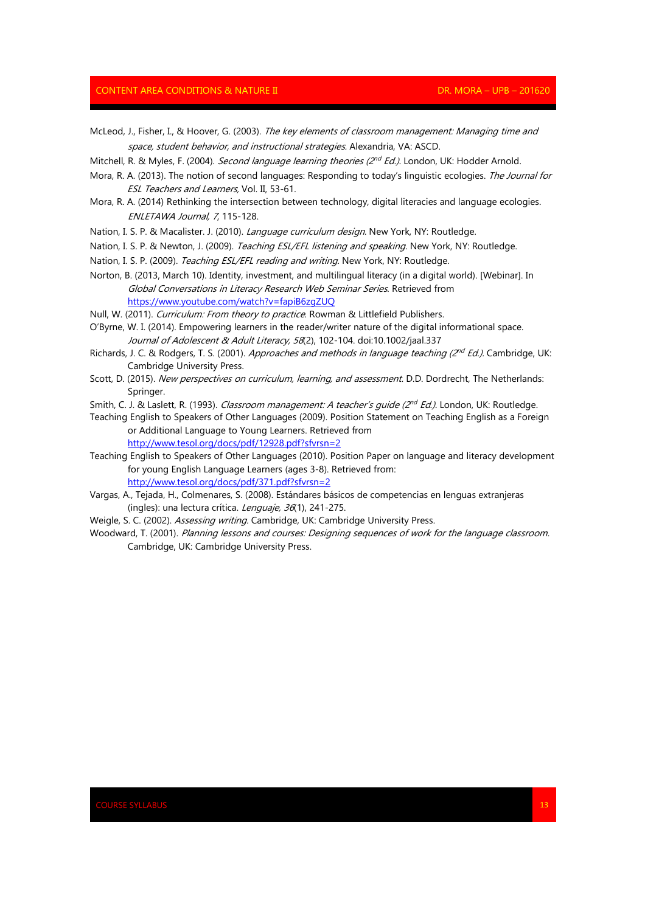McLeod, J., Fisher, I., & Hoover, G. (2003). *The key elements of classroom management: Managing time and space, student behavior, and instructional strategies*. Alexandria, VA: ASCD.

Mitchell, R. & Myles, F. (2004). *Second language learning theories (2nd Ed.)*. London, UK: Hodder Arnold.

Mora, R. A. (2013). The notion of second languages: Responding to today's linguistic ecologies. *The Journal for ESL Teachers and Learners,* Vol. II, 53-61.

Mora, R. A. (2014) Rethinking the intersection between technology, digital literacies and language ecologies. *ENLETAWA Journal, 7*, 115-128.

Nation, I. S. P. & Macalister. J. (2010). *Language curriculum design*. New York, NY: Routledge.

Nation, I. S. P. & Newton, J. (2009). *Teaching ESL/EFL listening and speaking*. New York, NY: Routledge.

Nation, I. S. P. (2009). *Teaching ESL/EFL reading and writing*. New York, NY: Routledge.

Norton, B. (2013, March 10). Identity, investment, and multilingual literacy (in a digital world). [Webinar]. In *Global Conversations in Literacy Research Web Seminar Series*. Retrieved from https://www.youtube.com/watch?v=fapiB6zgZUQ

Null, W. (2011). *Curriculum: From theory to practice*. Rowman & Littlefield Publishers.

O'Byrne, W. I. (2014). Empowering learners in the reader/writer nature of the digital informational space. *Journal of Adolescent & Adult Literacy, 58*(2), 102-104. doi:10.1002/jaal.337

Richards, J. C. & Rodgers, T. S. (2001). *Approaches and methods in language teaching (2nd Ed.)*. Cambridge, UK: Cambridge University Press.

Scott, D. (2015). *New perspectives on curriculum, learning, and assessment*. D.D. Dordrecht, The Netherlands: Springer.

Smith, C. J. & Laslett, R. (1993). *Classroom management: A teacher's guide (2nd Ed.)*. London, UK: Routledge.

Teaching English to Speakers of Other Languages (2009). Position Statement on Teaching English as a Foreign or Additional Language to Young Learners. Retrieved from http://www.tesol.org/docs/pdf/12928.pdf?sfvrsn=2

Teaching English to Speakers of Other Languages (2010). Position Paper on language and literacy development for young English Language Learners (ages 3-8). Retrieved from: http://www.tesol.org/docs/pdf/371.pdf?sfvrsn=2

Vargas, A., Tejada, H., Colmenares, S. (2008). Estándares básicos de competencias en lenguas extranjeras (ingles): una lectura crítica. *Lenguaje, 36*(1), 241-275.

Weigle, S. C. (2002). *Assessing writing*. Cambridge, UK: Cambridge University Press.

Woodward, T. (2001). *Planning lessons and courses: Designing sequences of work for the language classroom.* Cambridge, UK: Cambridge University Press.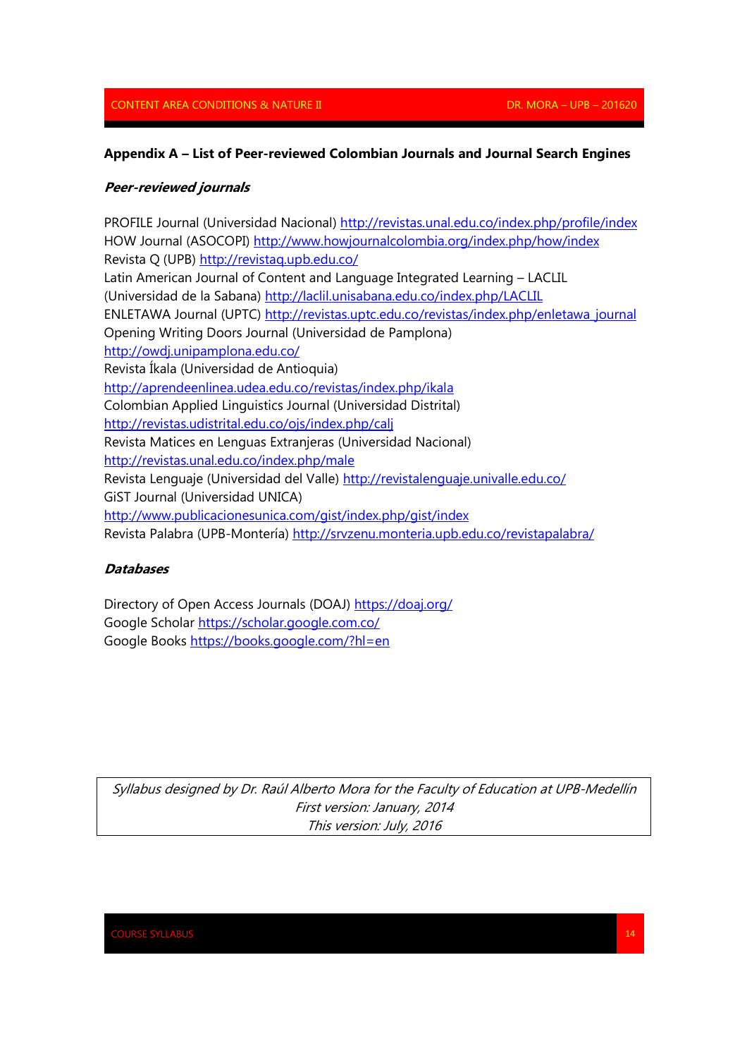**Appendix A – List of Peer-reviewed Colombian Journals and Journal Search Engines**

***Peer-reviewed journals***

PROFILE Journal (Universidad Nacional) http://revistas.unal.edu.co/index.php/profile/index
HOW Journal (ASOCOPI) http://www.howjournalcolombia.org/index.php/how/index
Revista Q (UPB) http://revistaq.upb.edu.co/
Latin American Journal of Content and Language Integrated Learning – LACLIL (Universidad de la Sabana) http://laclil.unisabana.edu.co/index.php/LACLIL
ENLETAWA Journal (UPTC) http://revistas.uptc.edu.co/revistas/index.php/enletawa_journal
Opening Writing Doors Journal (Universidad de Pamplona) http://owdj.unipamplona.edu.co/
Revista Íkala (Universidad de Antioquia) http://aprendeenlinea.udea.edu.co/revistas/index.php/ikala
Colombian Applied Linguistics Journal (Universidad Distrital) http://revistas.udistrital.edu.co/ojs/index.php/calj
Revista Matices en Lenguas Extranjeras (Universidad Nacional) http://revistas.unal.edu.co/index.php/male
Revista Lenguaje (Universidad del Valle) http://revistalenguaje.univalle.edu.co/
GiST Journal (Universidad UNICA) http://www.publicacionesunica.com/gist/index.php/gist/index
Revista Palabra (UPB-Montería) http://srvzenu.monteria.upb.edu.co/revistapalabra/

***Databases***

Directory of Open Access Journals (DOAJ) https://doaj.org/
Google Scholar https://scholar.google.com.co/
Google Books https://books.google.com/?hl=en

*Syllabus designed by Dr. Raúl Alberto Mora for the Faculty of Education at UPB-Medellín*
*First version: January, 2014*
*This version: July, 2016*